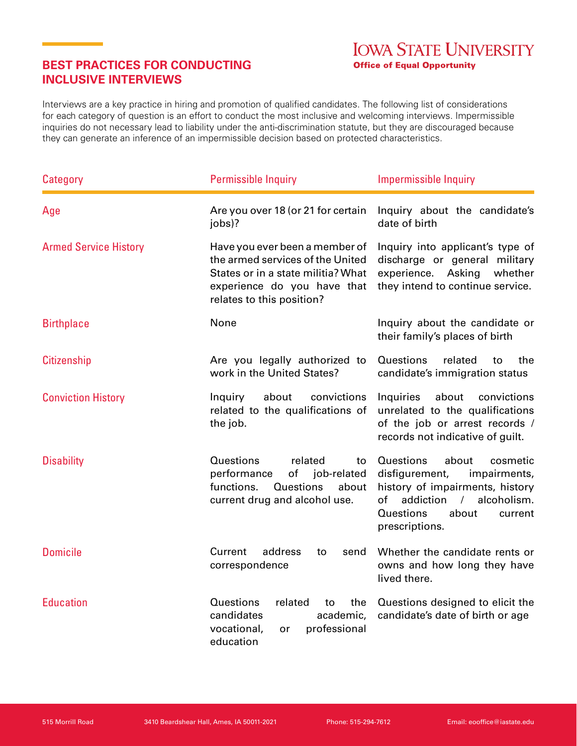# BEST PRACTICES FOR CONDUCTING INCLUSIVE INTERVIEWS

**IOWA STATE UNIVERSITY**
**Office of Equal Opportunity**

Interviews are a key practice in hiring and promotion of qualified candidates. The following list of considerations for each category of question is an effort to conduct the most inclusive and welcoming interviews. Impermissible inquiries do not necessary lead to liability under the anti-discrimination statute, but they are discouraged because they can generate an inference of an impermissible decision based on protected characteristics.

| Category | Permissible Inquiry | Impermissible Inquiry |
|---|---|---|
| Age | Are you over 18 (or 21 for certain jobs)? | Inquiry about the candidate's date of birth |
| Armed Service History | Have you ever been a member of the armed services of the United States or in a state militia? What experience do you have that relates to this position? | Inquiry into applicant's type of discharge or general military experience. Asking whether they intend to continue service. |
| Birthplace | None | Inquiry about the candidate or their family's places of birth |
| Citizenship | Are you legally authorized to work in the United States? | Questions related to the candidate's immigration status |
| Conviction History | Inquiry about convictions related to the qualifications of the job. | Inquiries about convictions unrelated to the qualifications of the job or arrest records / records not indicative of guilt. |
| Disability | Questions related to performance of job-related functions. Questions about current drug and alcohol use. | Questions about cosmetic disfigurement, impairments, history of impairments, history of addiction / alcoholism. Questions about current prescriptions. |
| Domicile | Current address to send correspondence | Whether the candidate rents or owns and how long they have lived there. |
| Education | Questions related to the candidates academic, vocational, or professional education | Questions designed to elicit the candidate's date of birth or age |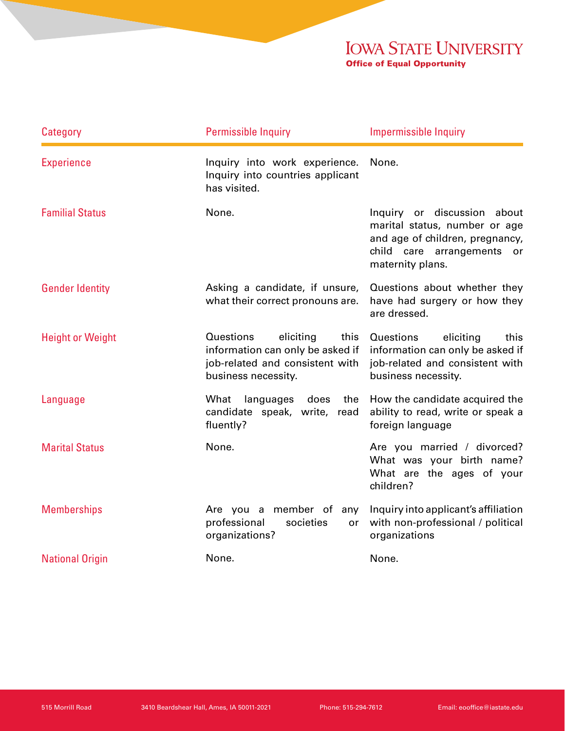| Category | Permissible Inquiry | Impermissible Inquiry |
|---|---|---|
| Experience | Inquiry into work experience. Inquiry into countries applicant has visited. | None. |
| Familial Status | None. | Inquiry or discussion about marital status, number or age and age of children, pregnancy, child care arrangements or maternity plans. |
| Gender Identity | Asking a candidate, if unsure, what their correct pronouns are. | Questions about whether they have had surgery or how they are dressed. |
| Height or Weight | Questions eliciting this information can only be asked if job-related and consistent with business necessity. | Questions eliciting this information can only be asked if job-related and consistent with business necessity. |
| Language | What languages does the candidate speak, write, read fluently? | How the candidate acquired the ability to read, write or speak a foreign language |
| Marital Status | None. | Are you married / divorced? What was your birth name? What are the ages of your children? |
| Memberships | Are you a member of any professional societies or organizations? | Inquiry into applicant's affiliation with non-professional / political organizations |
| National Origin | None. | None. |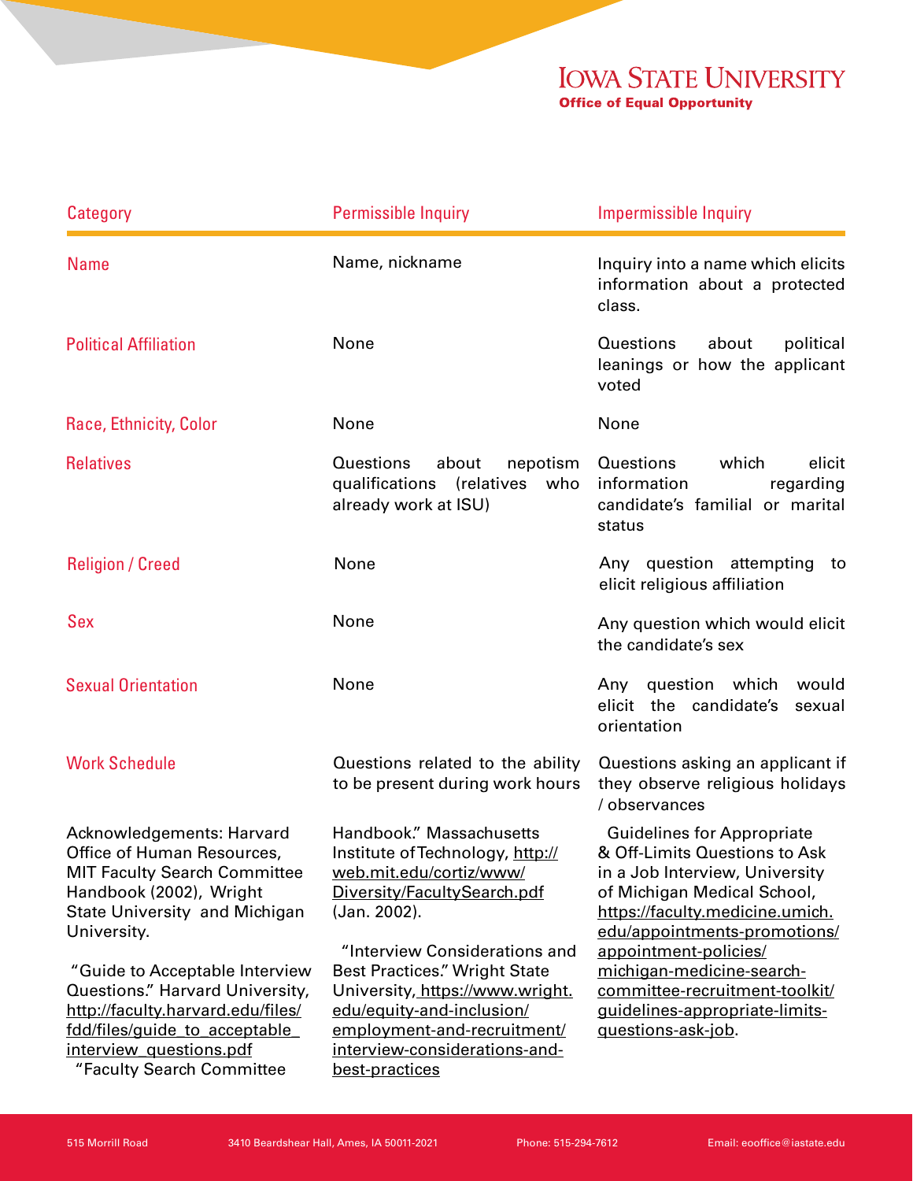| Category | Permissible Inquiry | Impermissible Inquiry |
|---|---|---|
| Name | Name, nickname | Inquiry into a name which elicits information about a protected class. |
| Political Affiliation | None | Questions about political leanings or how the applicant voted |
| Race, Ethnicity, Color | None | None |
| Relatives | Questions about nepotism qualifications (relatives who already work at ISU) | Questions which elicit information regarding candidate's familial or marital status |
| Religion / Creed | None | Any question attempting to elicit religious affiliation |
| Sex | None | Any question which would elicit the candidate's sex |
| Sexual Orientation | None | Any question which would elicit the candidate's sexual orientation |
| Work Schedule | Questions related to the ability to be present during work hours | Questions asking an applicant if they observe religious holidays / observances |

Acknowledgements: Harvard Office of Human Resources, MIT Faculty Search Committee Handbook (2002), Wright State University and Michigan University.

"Guide to Acceptable Interview Questions." Harvard University, http://faculty.harvard.edu/files/fdd/files/guide_to_acceptable_interview_questions.pdf

"Faculty Search Committee Handbook." Massachusetts Institute of Technology, http://web.mit.edu/cortiz/www/Diversity/FacultySearch.pdf (Jan. 2002).

"Interview Considerations and Best Practices." Wright State University, https://www.wright.edu/equity-and-inclusion/employment-and-recruitment/interview-considerations-and-best-practices

Guidelines for Appropriate & Off-Limits Questions to Ask in a Job Interview, University of Michigan Medical School, https://faculty.medicine.umich.edu/appointments-promotions/appointment-policies/michigan-medicine-search-committee-recruitment-toolkit/guidelines-appropriate-limits-questions-ask-job.